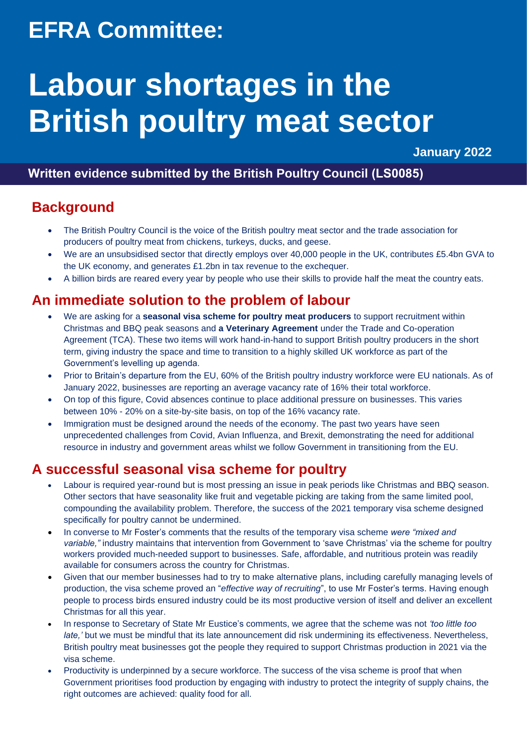# EFRA Committee:

# Labour shortages in the British poultry meat sector

**January 2022**

**Written evidence submitted by the British Poultry Council (LS0085)**

## Background

- The British Poultry Council is the voice of the British poultry meat sector and the trade association for producers of poultry meat from chickens, turkeys, ducks, and geese.
- We are an unsubsidised sector that directly employs over 40,000 people in the UK, contributes £5.4bn GVA to the UK economy, and generates £1.2bn in tax revenue to the exchequer.
- A billion birds are reared every year by people who use their skills to provide half the meat the country eats.

## An immediate solution to the problem of labour

- We are asking for a **seasonal visa scheme for poultry meat producers** to support recruitment within Christmas and BBQ peak seasons and **a Veterinary Agreement** under the Trade and Co-operation Agreement (TCA). These two items will work hand-in-hand to support British poultry producers in the short term, giving industry the space and time to transition to a highly skilled UK workforce as part of the Government's levelling up agenda.
- Prior to Britain's departure from the EU, 60% of the British poultry industry workforce were EU nationals. As of January 2022, businesses are reporting an average vacancy rate of 16% their total workforce.
- On top of this figure, Covid absences continue to place additional pressure on businesses. This varies between 10% - 20% on a site-by-site basis, on top of the 16% vacancy rate.
- Immigration must be designed around the needs of the economy. The past two years have seen unprecedented challenges from Covid, Avian Influenza, and Brexit, demonstrating the need for additional resource in industry and government areas whilst we follow Government in transitioning from the EU.

## A successful seasonal visa scheme for poultry

- Labour is required year-round but is most pressing an issue in peak periods like Christmas and BBQ season. Other sectors that have seasonality like fruit and vegetable picking are taking from the same limited pool, compounding the availability problem. Therefore, the success of the 2021 temporary visa scheme designed specifically for poultry cannot be undermined.
- In converse to Mr Foster's comments that the results of the temporary visa scheme *were "mixed and variable,"* industry maintains that intervention from Government to 'save Christmas' via the scheme for poultry workers provided much-needed support to businesses. Safe, affordable, and nutritious protein was readily available for consumers across the country for Christmas.
- Given that our member businesses had to try to make alternative plans, including carefully managing levels of production, the visa scheme proved an "*effective way of recruiting*", to use Mr Foster's terms. Having enough people to process birds ensured industry could be its most productive version of itself and deliver an excellent Christmas for all this year.
- In response to Secretary of State Mr Eustice's comments, we agree that the scheme was not *'too little too late,'* but we must be mindful that its late announcement did risk undermining its effectiveness. Nevertheless, British poultry meat businesses got the people they required to support Christmas production in 2021 via the visa scheme.
- Productivity is underpinned by a secure workforce. The success of the visa scheme is proof that when Government prioritises food production by engaging with industry to protect the integrity of supply chains, the right outcomes are achieved: quality food for all.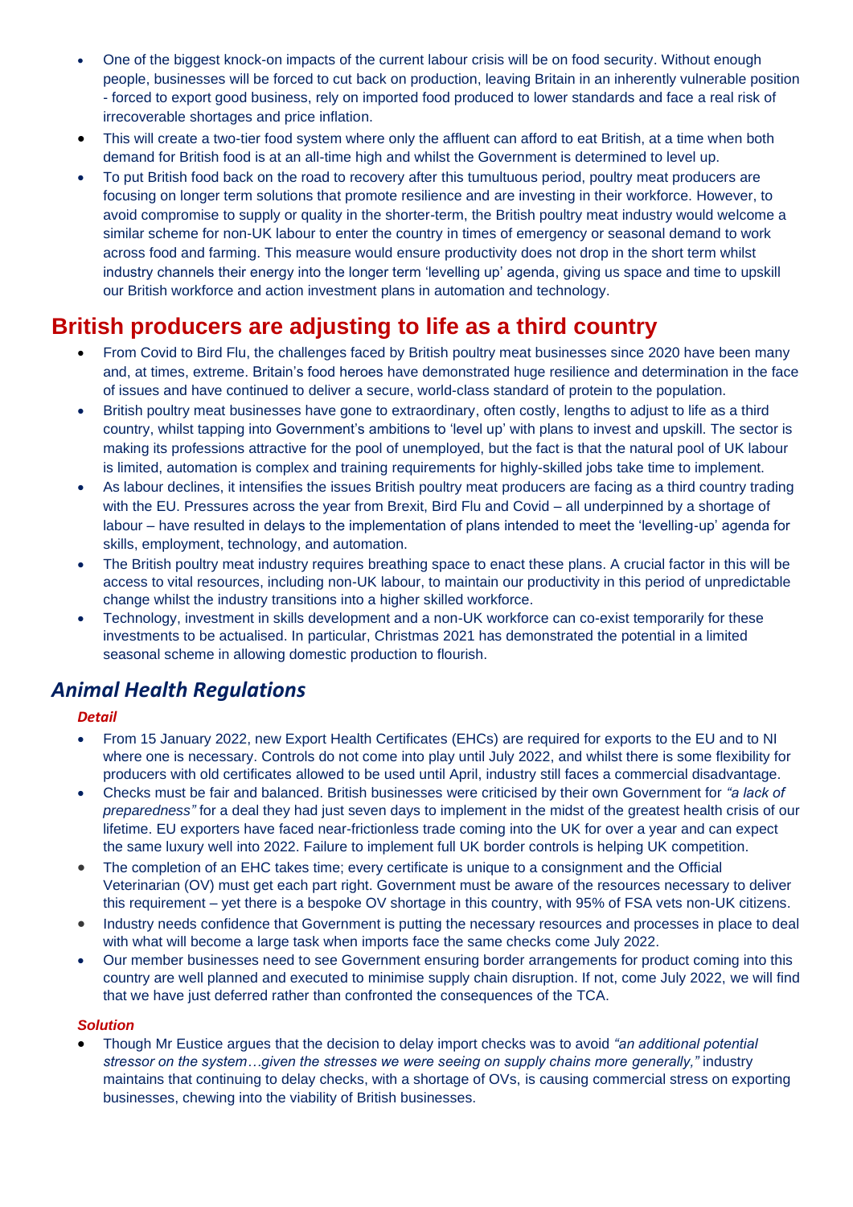- One of the biggest knock-on impacts of the current labour crisis will be on food security. Without enough people, businesses will be forced to cut back on production, leaving Britain in an inherently vulnerable position - forced to export good business, rely on imported food produced to lower standards and face a real risk of irrecoverable shortages and price inflation.
- This will create a two-tier food system where only the affluent can afford to eat British, at a time when both demand for British food is at an all-time high and whilst the Government is determined to level up.
- To put British food back on the road to recovery after this tumultuous period, poultry meat producers are focusing on longer term solutions that promote resilience and are investing in their workforce. However, to avoid compromise to supply or quality in the shorter-term, the British poultry meat industry would welcome a similar scheme for non-UK labour to enter the country in times of emergency or seasonal demand to work across food and farming. This measure would ensure productivity does not drop in the short term whilst industry channels their energy into the longer term 'levelling up' agenda, giving us space and time to upskill our British workforce and action investment plans in automation and technology.

## British producers are adjusting to life as a third country

- From Covid to Bird Flu, the challenges faced by British poultry meat businesses since 2020 have been many and, at times, extreme. Britain's food heroes have demonstrated huge resilience and determination in the face of issues and have continued to deliver a secure, world-class standard of protein to the population.
- British poultry meat businesses have gone to extraordinary, often costly, lengths to adjust to life as a third country, whilst tapping into Government's ambitions to 'level up' with plans to invest and upskill. The sector is making its professions attractive for the pool of unemployed, but the fact is that the natural pool of UK labour is limited, automation is complex and training requirements for highly-skilled jobs take time to implement.
- As labour declines, it intensifies the issues British poultry meat producers are facing as a third country trading with the EU. Pressures across the year from Brexit, Bird Flu and Covid – all underpinned by a shortage of labour – have resulted in delays to the implementation of plans intended to meet the 'levelling-up' agenda for skills, employment, technology, and automation.
- The British poultry meat industry requires breathing space to enact these plans. A crucial factor in this will be access to vital resources, including non-UK labour, to maintain our productivity in this period of unpredictable change whilst the industry transitions into a higher skilled workforce.
- Technology, investment in skills development and a non-UK workforce can co-exist temporarily for these investments to be actualised. In particular, Christmas 2021 has demonstrated the potential in a limited seasonal scheme in allowing domestic production to flourish.

## *Animal Health Regulations*

#### *Detail*

- From 15 January 2022, new Export Health Certificates (EHCs) are required for exports to the EU and to NI where one is necessary. Controls do not come into play until July 2022, and whilst there is some flexibility for producers with old certificates allowed to be used until April, industry still faces a commercial disadvantage.
- Checks must be fair and balanced. British businesses were criticised by their own Government for *"a lack of preparedness"* for a deal they had just seven days to implement in the midst of the greatest health crisis of our lifetime. EU exporters have faced near-frictionless trade coming into the UK for over a year and can expect the same luxury well into 2022. Failure to implement full UK border controls is helping UK competition.
- The completion of an EHC takes time; every certificate is unique to a consignment and the Official Veterinarian (OV) must get each part right. Government must be aware of the resources necessary to deliver this requirement – yet there is a bespoke OV shortage in this country, with 95% of FSA vets non-UK citizens.
- Industry needs confidence that Government is putting the necessary resources and processes in place to deal with what will become a large task when imports face the same checks come July 2022.
- Our member businesses need to see Government ensuring border arrangements for product coming into this country are well planned and executed to minimise supply chain disruption. If not, come July 2022, we will find that we have just deferred rather than confronted the consequences of the TCA.

#### *Solution*

- Though Mr Eustice argues that the decision to delay import checks was to avoid *"an additional potential stressor on the system…given the stresses we were seeing on supply chains more generally,"* industry maintains that continuing to delay checks, with a shortage of OVs, is causing commercial stress on exporting businesses, chewing into the viability of British businesses.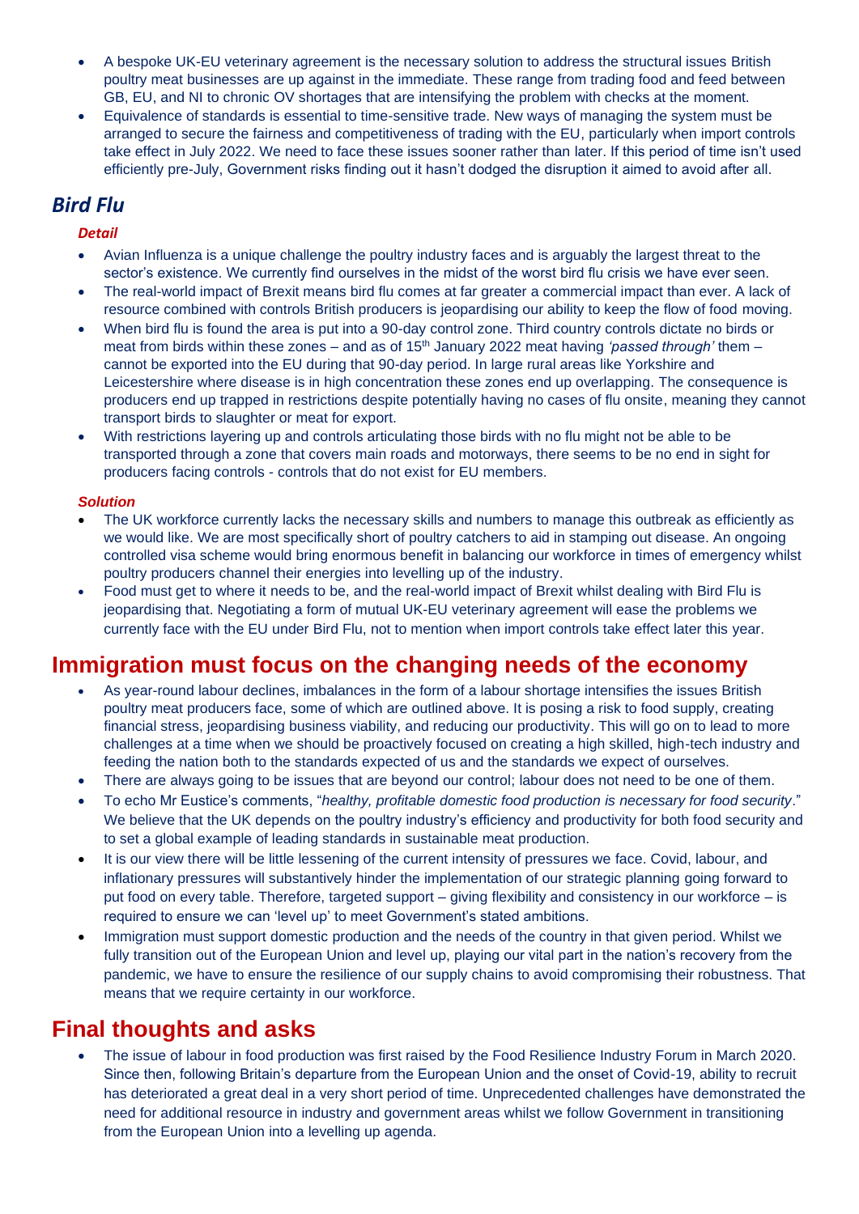- A bespoke UK-EU veterinary agreement is the necessary solution to address the structural issues British poultry meat businesses are up against in the immediate. These range from trading food and feed between GB, EU, and NI to chronic OV shortages that are intensifying the problem with checks at the moment.
- Equivalence of standards is essential to time-sensitive trade. New ways of managing the system must be arranged to secure the fairness and competitiveness of trading with the EU, particularly when import controls take effect in July 2022. We need to face these issues sooner rather than later. If this period of time isn't used efficiently pre-July, Government risks finding out it hasn't dodged the disruption it aimed to avoid after all.

## *Bird Flu*

#### *Detail*

- Avian Influenza is a unique challenge the poultry industry faces and is arguably the largest threat to the sector's existence. We currently find ourselves in the midst of the worst bird flu crisis we have ever seen.
- The real-world impact of Brexit means bird flu comes at far greater a commercial impact than ever. A lack of resource combined with controls British producers is jeopardising our ability to keep the flow of food moving.
- When bird flu is found the area is put into a 90-day control zone. Third country controls dictate no birds or meat from birds within these zones – and as of 15th January 2022 meat having *'passed through'* them – cannot be exported into the EU during that 90-day period. In large rural areas like Yorkshire and Leicestershire where disease is in high concentration these zones end up overlapping. The consequence is producers end up trapped in restrictions despite potentially having no cases of flu onsite, meaning they cannot transport birds to slaughter or meat for export.
- With restrictions layering up and controls articulating those birds with no flu might not be able to be transported through a zone that covers main roads and motorways, there seems to be no end in sight for producers facing controls - controls that do not exist for EU members.

#### *Solution*

- The UK workforce currently lacks the necessary skills and numbers to manage this outbreak as efficiently as we would like. We are most specifically short of poultry catchers to aid in stamping out disease. An ongoing controlled visa scheme would bring enormous benefit in balancing our workforce in times of emergency whilst poultry producers channel their energies into levelling up of the industry.
- Food must get to where it needs to be, and the real-world impact of Brexit whilst dealing with Bird Flu is jeopardising that. Negotiating a form of mutual UK-EU veterinary agreement will ease the problems we currently face with the EU under Bird Flu, not to mention when import controls take effect later this year.

# Immigration must focus on the changing needs of the economy

- As year-round labour declines, imbalances in the form of a labour shortage intensifies the issues British poultry meat producers face, some of which are outlined above. It is posing a risk to food supply, creating financial stress, jeopardising business viability, and reducing our productivity. This will go on to lead to more challenges at a time when we should be proactively focused on creating a high skilled, high-tech industry and feeding the nation both to the standards expected of us and the standards we expect of ourselves.
- There are always going to be issues that are beyond our control; labour does not need to be one of them.
- To echo Mr Eustice's comments, "*healthy, profitable domestic food production is necessary for food security*." We believe that the UK depends on the poultry industry's efficiency and productivity for both food security and to set a global example of leading standards in sustainable meat production.
- It is our view there will be little lessening of the current intensity of pressures we face. Covid, labour, and inflationary pressures will substantively hinder the implementation of our strategic planning going forward to put food on every table. Therefore, targeted support – giving flexibility and consistency in our workforce – is required to ensure we can 'level up' to meet Government's stated ambitions.
- Immigration must support domestic production and the needs of the country in that given period. Whilst we fully transition out of the European Union and level up, playing our vital part in the nation's recovery from the pandemic, we have to ensure the resilience of our supply chains to avoid compromising their robustness. That means that we require certainty in our workforce.

# Final thoughts and asks

- The issue of labour in food production was first raised by the Food Resilience Industry Forum in March 2020. Since then, following Britain's departure from the European Union and the onset of Covid-19, ability to recruit has deteriorated a great deal in a very short period of time. Unprecedented challenges have demonstrated the need for additional resource in industry and government areas whilst we follow Government in transitioning from the European Union into a levelling up agenda.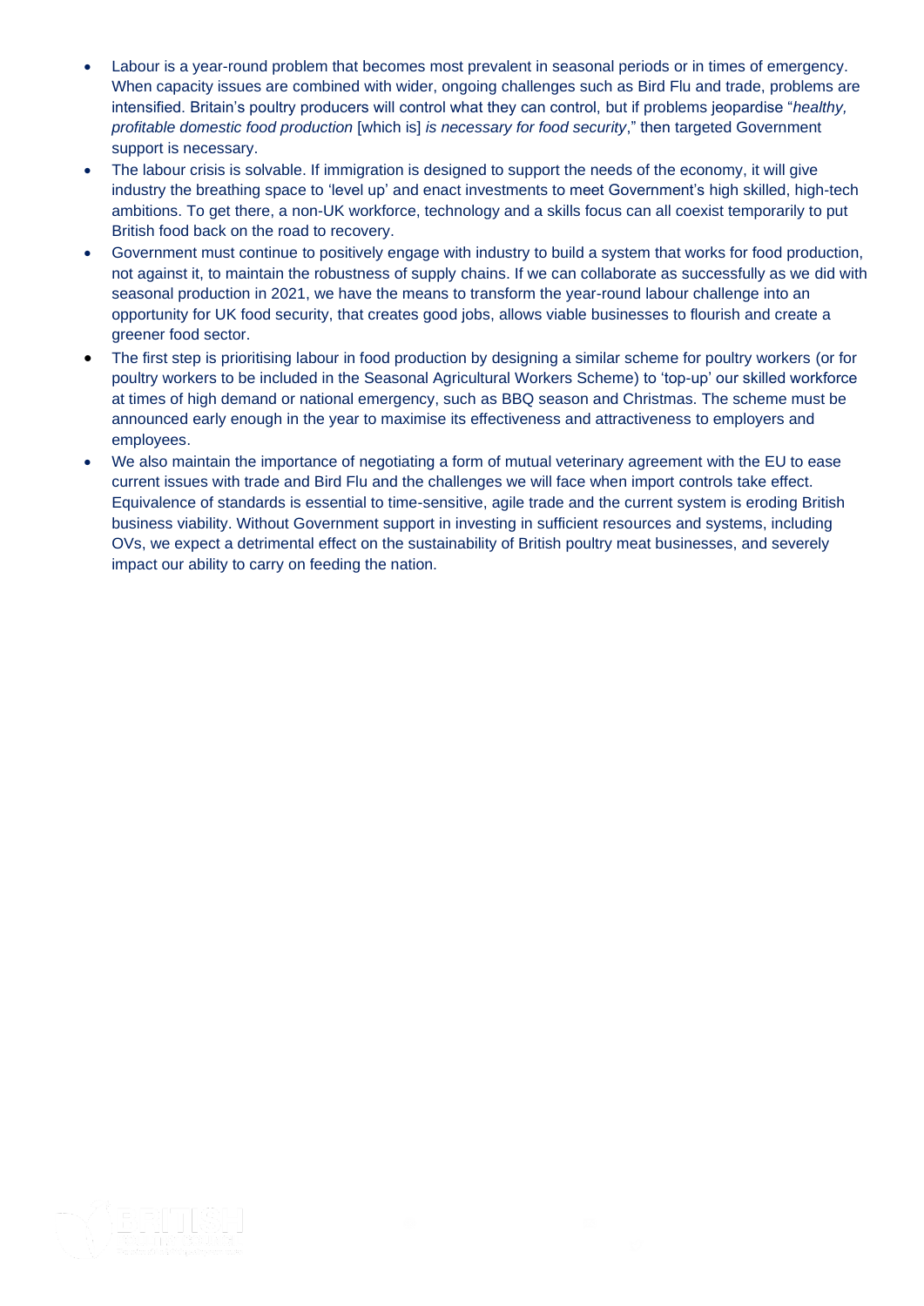- Labour is a year-round problem that becomes most prevalent in seasonal periods or in times of emergency. When capacity issues are combined with wider, ongoing challenges such as Bird Flu and trade, problems are intensified. Britain's poultry producers will control what they can control, but if problems jeopardise "*healthy, profitable domestic food production* [which is] *is necessary for food security*," then targeted Government support is necessary.
- The labour crisis is solvable. If immigration is designed to support the needs of the economy, it will give industry the breathing space to 'level up' and enact investments to meet Government's high skilled, high-tech ambitions. To get there, a non-UK workforce, technology and a skills focus can all coexist temporarily to put British food back on the road to recovery.
- Government must continue to positively engage with industry to build a system that works for food production, not against it, to maintain the robustness of supply chains. If we can collaborate as successfully as we did with seasonal production in 2021, we have the means to transform the year-round labour challenge into an opportunity for UK food security, that creates good jobs, allows viable businesses to flourish and create a greener food sector.
- The first step is prioritising labour in food production by designing a similar scheme for poultry workers (or for poultry workers to be included in the Seasonal Agricultural Workers Scheme) to 'top-up' our skilled workforce at times of high demand or national emergency, such as BBQ season and Christmas. The scheme must be announced early enough in the year to maximise its effectiveness and attractiveness to employers and employees.
- We also maintain the importance of negotiating a form of mutual veterinary agreement with the EU to ease current issues with trade and Bird Flu and the challenges we will face when import controls take effect. Equivalence of standards is essential to time-sensitive, agile trade and the current system is eroding British business viability. Without Government support in investing in sufficient resources and systems, including OVs, we expect a detrimental effect on the sustainability of British poultry meat businesses, and severely impact our ability to carry on feeding the nation.